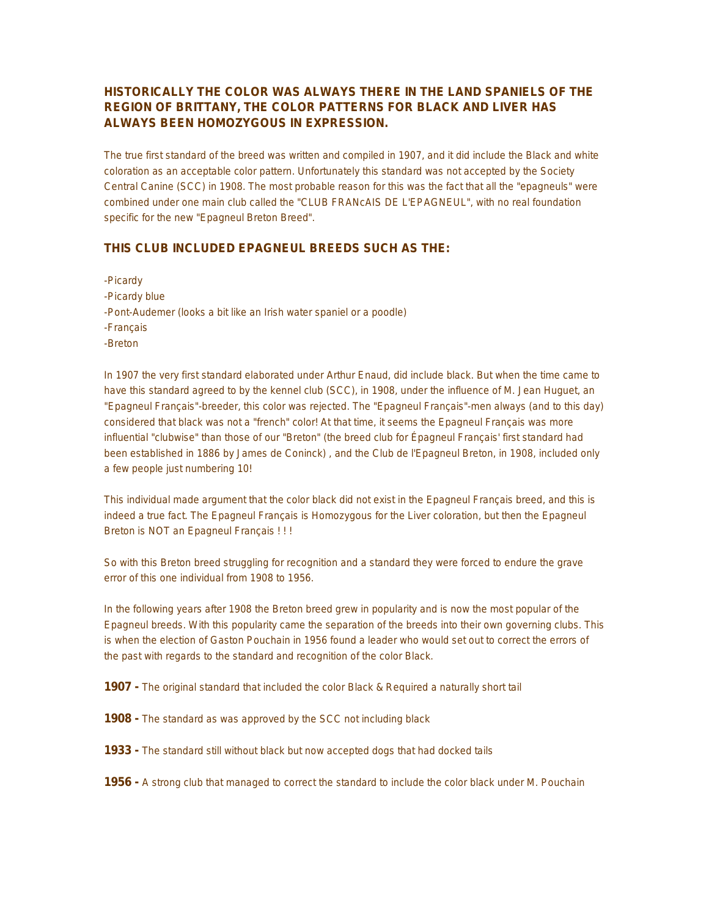## HISTORICALLY THE COLOR WAS ALWAYS THERE IN THE LAND SPANIELS OF THE REGION OF BRITTANY, THE COLOR PATTERNS FOR BLACK AND LIVER HAS ALWAYS BEEN HOMOZYGOUS IN EXPRESSION.

The true first standard of the breed was written and compiled in 1907, and it did include the Black and white coloration as an acceptable color pattern. Unfortunately this standard was not accepted by the Society Central Canine (SCC) in 1908. The most probable reason for this was the fact that all the "epagneuls" were combined under one main club called the "CLUB FRANcAIS DE L'EPAGNEUL", with no real foundation specific for the new "Epagneul Breton Breed".

## THIS CLUB INCLUDED EPAGNEUL BREEDS SUCH AS THE:

-Picardy
-Picardy blue
-Pont-Audemer (looks a bit like an Irish water spaniel or a poodle)
-Français
-Breton

In 1907 the very first standard elaborated under Arthur Enaud, did include black. But when the time came to have this standard agreed to by the kennel club (SCC), in 1908, under the influence of M. Jean Huguet, an "Epagneul Français"-breeder, this color was rejected. The "Epagneul Français"-men always (and to this day) considered that black was not a "french" color! At that time, it seems the Epagneul Français was more influential "clubwise" than those of our "Breton" (the breed club for Épagneul Français' first standard had been established in 1886 by James de Coninck) , and the Club de l'Epagneul Breton, in 1908, included only a few people just numbering 10!

This individual made argument that the color black did not exist in the Epagneul Français breed, and this is indeed a true fact. The Epagneul Français is Homozygous for the Liver coloration, but then the Epagneul Breton is NOT an Epagneul Français ! ! !

So with this Breton breed struggling for recognition and a standard they were forced to endure the grave error of this one individual from 1908 to 1956.

In the following years after 1908 the Breton breed grew in popularity and is now the most popular of the Epagneul breeds. With this popularity came the separation of the breeds into their own governing clubs. This is when the election of Gaston Pouchain in 1956 found a leader who would set out to correct the errors of the past with regards to the standard and recognition of the color Black.

**1907 -** The original standard that included the color Black & Required a naturally short tail

**1908 -** The standard as was approved by the SCC not including black

**1933 -** The standard still without black but now accepted dogs that had docked tails

**1956 -** A strong club that managed to correct the standard to include the color black under M. Pouchain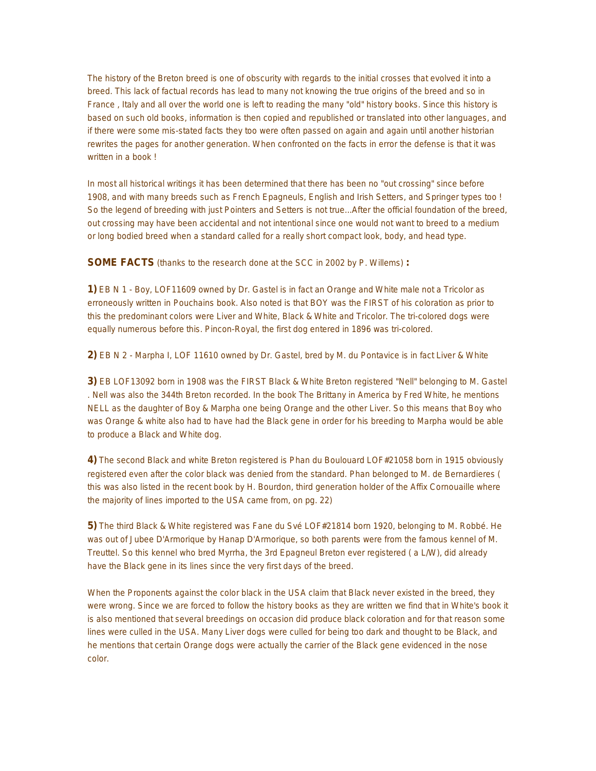The history of the Breton breed is one of obscurity with regards to the initial crosses that evolved it into a breed. This lack of factual records has lead to many not knowing the true origins of the breed and so in France , Italy and all over the world one is left to reading the many "old" history books. Since this history is based on such old books, information is then copied and republished or translated into other languages, and if there were some mis-stated facts they too were often passed on again and again until another historian rewrites the pages for another generation. When confronted on the facts in error the defense is that it was written in a book !

In most all historical writings it has been determined that there has been no "out crossing" since before 1908, and with many breeds such as French Epagneuls, English and Irish Setters, and Springer types too ! So the legend of breeding with just Pointers and Setters is not true...After the official foundation of the breed, out crossing may have been accidental and not intentional since one would not want to breed to a medium or long bodied breed when a standard called for a really short compact look, body, and head type.

**SOME FACTS** (thanks to the research done at the SCC in 2002 by P. Willems) **:**

**1)** EB N 1 - Boy, LOF11609 owned by Dr. Gastel is in fact an Orange and White male not a Tricolor as erroneously written in Pouchains book. Also noted is that BOY was the FIRST of his coloration as prior to this the predominant colors were Liver and White, Black & White and Tricolor. The tri-colored dogs were equally numerous before this. Pincon-Royal, the first dog entered in 1896 was tri-colored.

**2)** EB N 2 - Marpha I, LOF 11610 owned by Dr. Gastel, bred by M. du Pontavice is in fact Liver & White

**3)** EB LOF13092 born in 1908 was the FIRST Black & White Breton registered "Nell" belonging to M. Gastel . Nell was also the 344th Breton recorded. In the book The Brittany in America by Fred White, he mentions NELL as the daughter of Boy & Marpha one being Orange and the other Liver. So this means that Boy who was Orange & white also had to have had the Black gene in order for his breeding to Marpha would be able to produce a Black and White dog.

**4)** The second Black and white Breton registered is Phan du Boulouard LOF#21058 born in 1915 obviously registered even after the color black was denied from the standard. Phan belonged to M. de Bernardieres ( this was also listed in the recent book by H. Bourdon, third generation holder of the Affix Cornouaille where the majority of lines imported to the USA came from, on pg. 22)

**5)** The third Black & White registered was Fane du Své LOF#21814 born 1920, belonging to M. Robbé. He was out of Jubee D'Armorique by Hanap D'Armorique, so both parents were from the famous kennel of M. Treuttel. So this kennel who bred Myrrha, the 3rd Epagneul Breton ever registered ( a L/W), did already have the Black gene in its lines since the very first days of the breed.

When the Proponents against the color black in the USA claim that Black never existed in the breed, they were wrong. Since we are forced to follow the history books as they are written we find that in White's book it is also mentioned that several breedings on occasion did produce black coloration and for that reason some lines were culled in the USA. Many Liver dogs were culled for being too dark and thought to be Black, and he mentions that certain Orange dogs were actually the carrier of the Black gene evidenced in the nose color.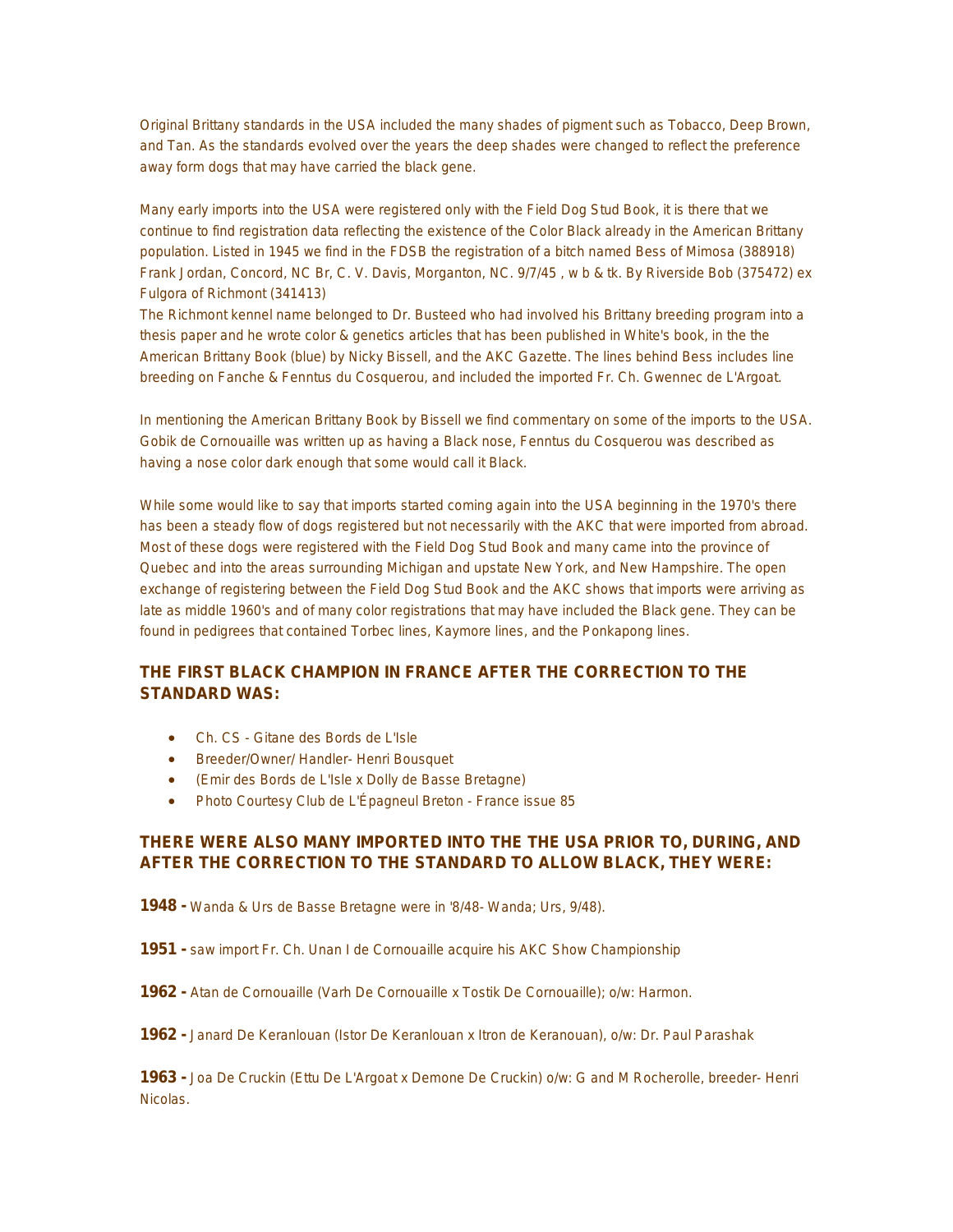Original Brittany standards in the USA included the many shades of pigment such as Tobacco, Deep Brown, and Tan. As the standards evolved over the years the deep shades were changed to reflect the preference away form dogs that may have carried the black gene.

Many early imports into the USA were registered only with the Field Dog Stud Book, it is there that we continue to find registration data reflecting the existence of the Color Black already in the American Brittany population. Listed in 1945 we find in the FDSB the registration of a bitch named Bess of Mimosa (388918) Frank Jordan, Concord, NC Br, C. V. Davis, Morganton, NC. 9/7/45 , w b & tk. By Riverside Bob (375472) ex Fulgora of Richmont (341413)
The Richmont kennel name belonged to Dr. Busteed who had involved his Brittany breeding program into a thesis paper and he wrote color & genetics articles that has been published in White's book, in the the American Brittany Book (blue) by Nicky Bissell, and the AKC Gazette. The lines behind Bess includes line breeding on Fanche & Fenntus du Cosquerou, and included the imported Fr. Ch. Gwennec de L'Argoat.

In mentioning the American Brittany Book by Bissell we find commentary on some of the imports to the USA. Gobik de Cornouaille was written up as having a Black nose, Fenntus du Cosquerou was described as having a nose color dark enough that some would call it Black.

While some would like to say that imports started coming again into the USA beginning in the 1970's there has been a steady flow of dogs registered but not necessarily with the AKC that were imported from abroad. Most of these dogs were registered with the Field Dog Stud Book and many came into the province of Quebec and into the areas surrounding Michigan and upstate New York, and New Hampshire. The open exchange of registering between the Field Dog Stud Book and the AKC shows that imports were arriving as late as middle 1960's and of many color registrations that may have included the Black gene. They can be found in pedigrees that contained Torbec lines, Kaymore lines, and the Ponkapong lines.

### THE FIRST BLACK CHAMPION IN FRANCE AFTER THE CORRECTION TO THE STANDARD WAS:

- Ch. CS - Gitane des Bords de L'Isle
- Breeder/Owner/ Handler- Henri Bousquet
- (Emir des Bords de L'Isle x Dolly de Basse Bretagne)
- Photo Courtesy Club de L'Épagneul Breton - France issue 85

### THERE WERE ALSO MANY IMPORTED INTO THE THE USA PRIOR TO, DURING, AND AFTER THE CORRECTION TO THE STANDARD TO ALLOW BLACK, THEY WERE:

**1948 -** Wanda & Urs de Basse Bretagne were in '8/48- Wanda; Urs, 9/48).

**1951 -** saw import Fr. Ch. Unan I de Cornouaille acquire his AKC Show Championship

**1962 -** Atan de Cornouaille (Varh De Cornouaille x Tostik De Cornouaille); o/w: Harmon.

**1962 -** Janard De Keranlouan (Istor De Keranlouan x Itron de Keranouan), o/w: Dr. Paul Parashak

**1963 -** Joa De Cruckin (Ettu De L'Argoat x Demone De Cruckin) o/w: G and M Rocherolle, breeder- Henri Nicolas.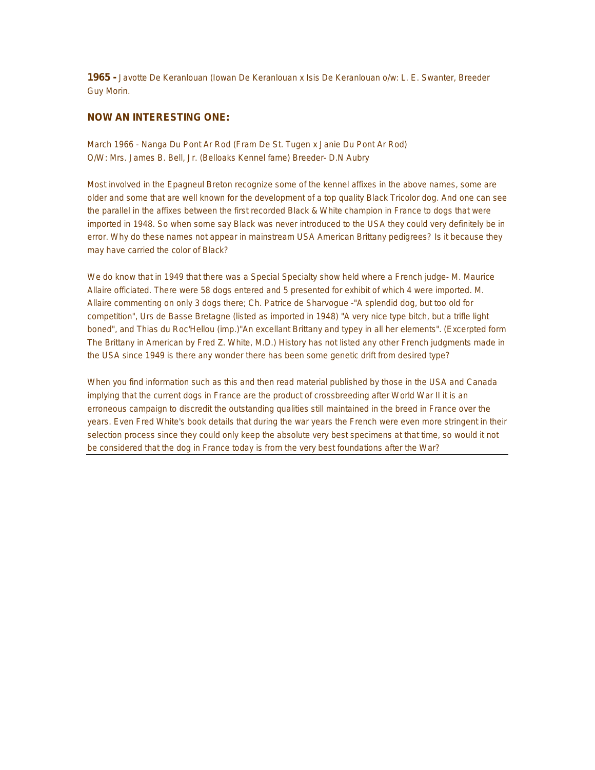**1965 -** Javotte De Keranlouan (Iowan De Keranlouan x Isis De Keranlouan o/w: L. E. Swanter, Breeder Guy Morin.

**NOW AN INTERESTING ONE:**

March 1966 - Nanga Du Pont Ar Rod (Fram De St. Tugen x Janie Du Pont Ar Rod)
O/W: Mrs. James B. Bell, Jr. (Belloaks Kennel fame) Breeder- D.N Aubry

Most involved in the Epagneul Breton recognize some of the kennel affixes in the above names, some are older and some that are well known for the development of a top quality Black Tricolor dog. And one can see the parallel in the affixes between the first recorded Black & White champion in France to dogs that were imported in 1948. So when some say Black was never introduced to the USA they could very definitely be in error. Why do these names not appear in mainstream USA American Brittany pedigrees? Is it because they may have carried the color of Black?

We do know that in 1949 that there was a Special Specialty show held where a French judge- M. Maurice Allaire officiated. There were 58 dogs entered and 5 presented for exhibit of which 4 were imported. M. Allaire commenting on only 3 dogs there; Ch. Patrice de Sharvogue -"A splendid dog, but too old for competition", Urs de Basse Bretagne (listed as imported in 1948) "A very nice type bitch, but a trifle light boned", and Thias du Roc'Hellou (imp.)"An excellant Brittany and typey in all her elements". (Excerpted form The Brittany in American by Fred Z. White, M.D.) History has not listed any other French judgments made in the USA since 1949 is there any wonder there has been some genetic drift from desired type?

When you find information such as this and then read material published by those in the USA and Canada implying that the current dogs in France are the product of crossbreeding after World War II it is an erroneous campaign to discredit the outstanding qualities still maintained in the breed in France over the years. Even Fred White's book details that during the war years the French were even more stringent in their selection process since they could only keep the absolute very best specimens at that time, so would it not be considered that the dog in France today is from the very best foundations after the War?